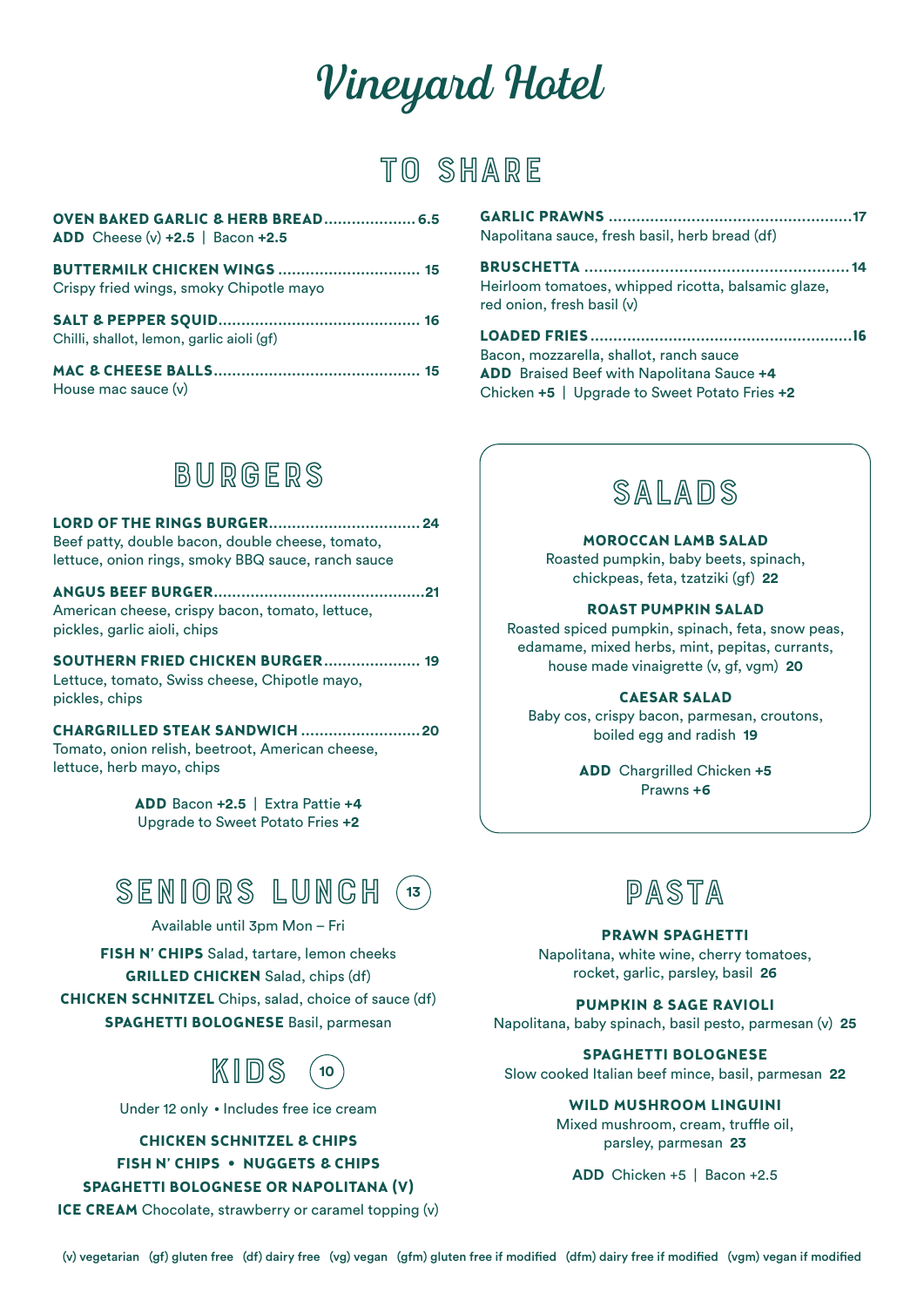# Vineyard Hotel

## TO SHARE

**OVEN BAKED GARLIC & HERB BREAD** .................... 6.5
**ADD** Cheese (v) **+2.5** | Bacon **+2.5**

**BUTTERMILK CHICKEN WINGS** ............................... 15
Crispy fried wings, smoky Chipotle mayo

**SALT & PEPPER SQUID** ............................................ 16
Chilli, shallot, lemon, garlic aioli (gf)

**MAC & CHEESE BALLS** ............................................ 15
House mac sauce (v)

**GARLIC PRAWNS** .................................................... 17
Napolitana sauce, fresh basil, herb bread (df)

**BRUSCHETTA** ........................................................ 14
Heirloom tomatoes, whipped ricotta, balsamic glaze, red onion, fresh basil (v)

**LOADED FRIES** ........................................................ 16
Bacon, mozzarella, shallot, ranch sauce
**ADD** Braised Beef with Napolitana Sauce **+4**
Chicken **+5** | Upgrade to Sweet Potato Fries **+2**

## BURGERS

**LORD OF THE RINGS BURGER** ................................. 24
Beef patty, double bacon, double cheese, tomato, lettuce, onion rings, smoky BBQ sauce, ranch sauce

**ANGUS BEEF BURGER** ............................................. 21
American cheese, crispy bacon, tomato, lettuce, pickles, garlic aioli, chips

**SOUTHERN FRIED CHICKEN BURGER** ..................... 19
Lettuce, tomato, Swiss cheese, Chipotle mayo, pickles, chips

**CHARGRILLED STEAK SANDWICH** .......................... 20
Tomato, onion relish, beetroot, American cheese, lettuce, herb mayo, chips

**ADD** Bacon **+2.5** | Extra Pattie **+4**
Upgrade to Sweet Potato Fries **+2**

## SALADS

**MOROCCAN LAMB SALAD**
Roasted pumpkin, baby beets, spinach, chickpeas, feta, tzatziki (gf) **22**

**ROAST PUMPKIN SALAD**
Roasted spiced pumpkin, spinach, feta, snow peas, edamame, mixed herbs, mint, pepitas, currants, house made vinaigrette (v, gf, vgm) **20**

**CAESAR SALAD**
Baby cos, crispy bacon, parmesan, croutons, boiled egg and radish **19**

**ADD** Chargrilled Chicken **+5**
Prawns **+6**

## SENIORS LUNCH (13)

Available until 3pm Mon – Fri

**FISH N' CHIPS** Salad, tartare, lemon cheeks
**GRILLED CHICKEN** Salad, chips (df)
**CHICKEN SCHNITZEL** Chips, salad, choice of sauce (df)
**SPAGHETTI BOLOGNESE** Basil, parmesan

## KIDS (10)

Under 12 only • Includes free ice cream

**CHICKEN SCHNITZEL & CHIPS**
**FISH N' CHIPS** • **NUGGETS & CHIPS**
**SPAGHETTI BOLOGNESE OR NAPOLITANA (V)**
**ICE CREAM** Chocolate, strawberry or caramel topping (v)

## PASTA

**PRAWN SPAGHETTI**
Napolitana, white wine, cherry tomatoes, rocket, garlic, parsley, basil **26**

**PUMPKIN & SAGE RAVIOLI**
Napolitana, baby spinach, basil pesto, parmesan (v) **25**

**SPAGHETTI BOLOGNESE**
Slow cooked Italian beef mince, basil, parmesan **22**

**WILD MUSHROOM LINGUINI**
Mixed mushroom, cream, truffle oil, parsley, parmesan **23**

**ADD** Chicken +5 | Bacon +2.5

(v) vegetarian (gf) gluten free (df) dairy free (vg) vegan (gfm) gluten free if modified (dfm) dairy free if modified (vgm) vegan if modified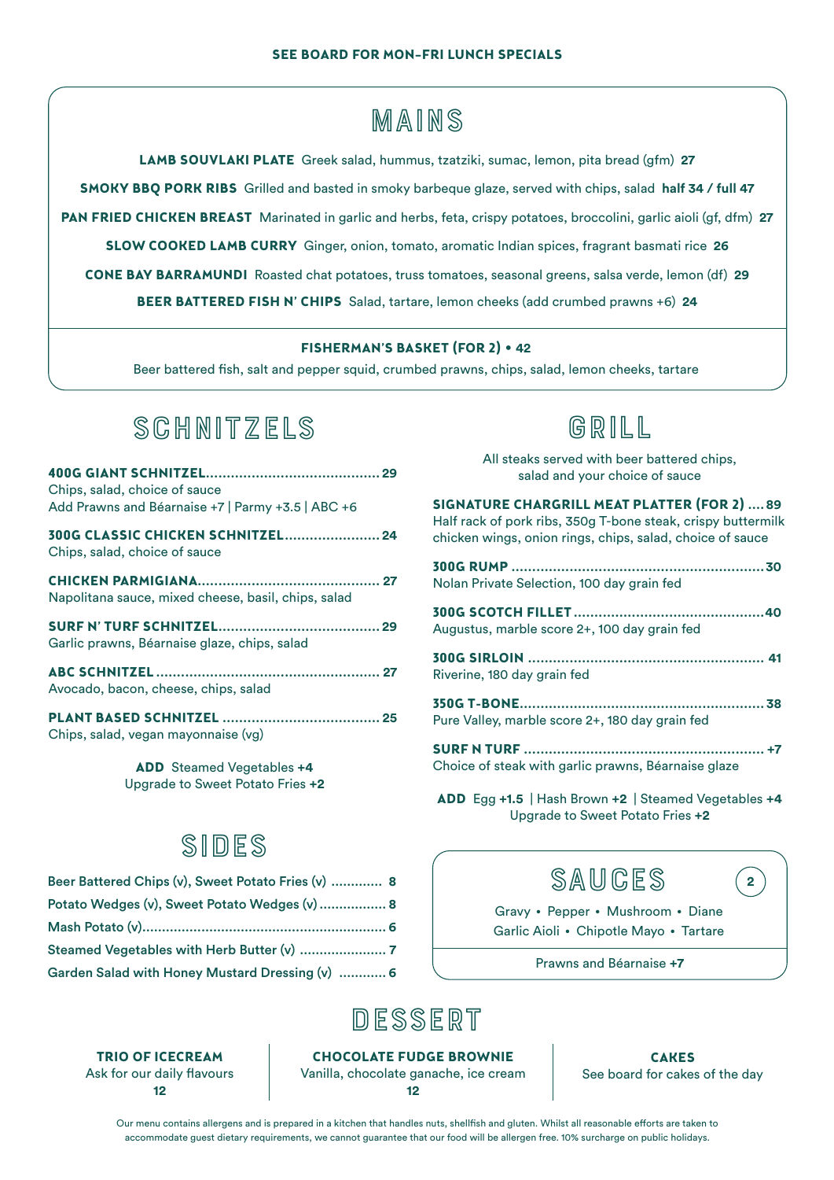**SEE BOARD FOR MON-FRI LUNCH SPECIALS**

# MAINS

**LAMB SOUVLAKI PLATE** Greek salad, hummus, tzatziki, sumac, lemon, pita bread (gfm) **27**

**SMOKY BBQ PORK RIBS** Grilled and basted in smoky barbeque glaze, served with chips, salad **half 34 / full 47**

**PAN FRIED CHICKEN BREAST** Marinated in garlic and herbs, feta, crispy potatoes, broccolini, garlic aioli (gf, dfm) **27**

**SLOW COOKED LAMB CURRY** Ginger, onion, tomato, aromatic Indian spices, fragrant basmati rice **26**

**CONE BAY BARRAMUNDI** Roasted chat potatoes, truss tomatoes, seasonal greens, salsa verde, lemon (df) **29**

**BEER BATTERED FISH N' CHIPS** Salad, tartare, lemon cheeks (add crumbed prawns +6) **24**

**FISHERMAN'S BASKET (FOR 2) • 42**
Beer battered fish, salt and pepper squid, crumbed prawns, chips, salad, lemon cheeks, tartare

# SCHNITZELS

**400G GIANT SCHNITZEL** ........ **29**
Chips, salad, choice of sauce
Add Prawns and Béarnaise +7 | Parmy +3.5 | ABC +6

**300G CLASSIC CHICKEN SCHNITZEL** ........ **24**
Chips, salad, choice of sauce

**CHICKEN PARMIGIANA** ........ **27**
Napolitana sauce, mixed cheese, basil, chips, salad

**SURF N' TURF SCHNITZEL** ........ **29**
Garlic prawns, Béarnaise glaze, chips, salad

**ABC SCHNITZEL** ........ **27**
Avocado, bacon, cheese, chips, salad

**PLANT BASED SCHNITZEL** ........ **25**
Chips, salad, vegan mayonnaise (vg)

**ADD** Steamed Vegetables **+4**
Upgrade to Sweet Potato Fries **+2**

# SIDES

Beer Battered Chips (v), Sweet Potato Fries (v) ........ 8
Potato Wedges (v), Sweet Potato Wedges (v) ........ 8
Mash Potato (v) ........ 6
Steamed Vegetables with Herb Butter (v) ........ 7
Garden Salad with Honey Mustard Dressing (v) ........ 6

# GRILL

All steaks served with beer battered chips, salad and your choice of sauce

**SIGNATURE CHARGRILL MEAT PLATTER (FOR 2)** ........ **89**
Half rack of pork ribs, 350g T-bone steak, crispy buttermilk chicken wings, onion rings, chips, salad, choice of sauce

**300G RUMP** ........ **30**
Nolan Private Selection, 100 day grain fed

**300G SCOTCH FILLET** ........ **40**
Augustus, marble score 2+, 100 day grain fed

**300G SIRLOIN** ........ **41**
Riverine, 180 day grain fed

**350G T-BONE** ........ **38**
Pure Valley, marble score 2+, 180 day grain fed

**SURF N TURF** ........ **+7**
Choice of steak with garlic prawns, Béarnaise glaze

**ADD** Egg **+1.5** | Hash Brown **+2** | Steamed Vegetables **+4**
Upgrade to Sweet Potato Fries **+2**

# SAUCES

**2**

Gravy • Pepper • Mushroom • Diane
Garlic Aioli • Chipotle Mayo • Tartare

Prawns and Béarnaise **+7**

# DESSERT

**TRIO OF ICECREAM**
Ask for our daily flavours
**12**

**CHOCOLATE FUDGE BROWNIE**
Vanilla, chocolate ganache, ice cream
**12**

**CAKES**
See board for cakes of the day

Our menu contains allergens and is prepared in a kitchen that handles nuts, shellfish and gluten. Whilst all reasonable efforts are taken to accommodate guest dietary requirements, we cannot guarantee that our food will be allergen free. 10% surcharge on public holidays.